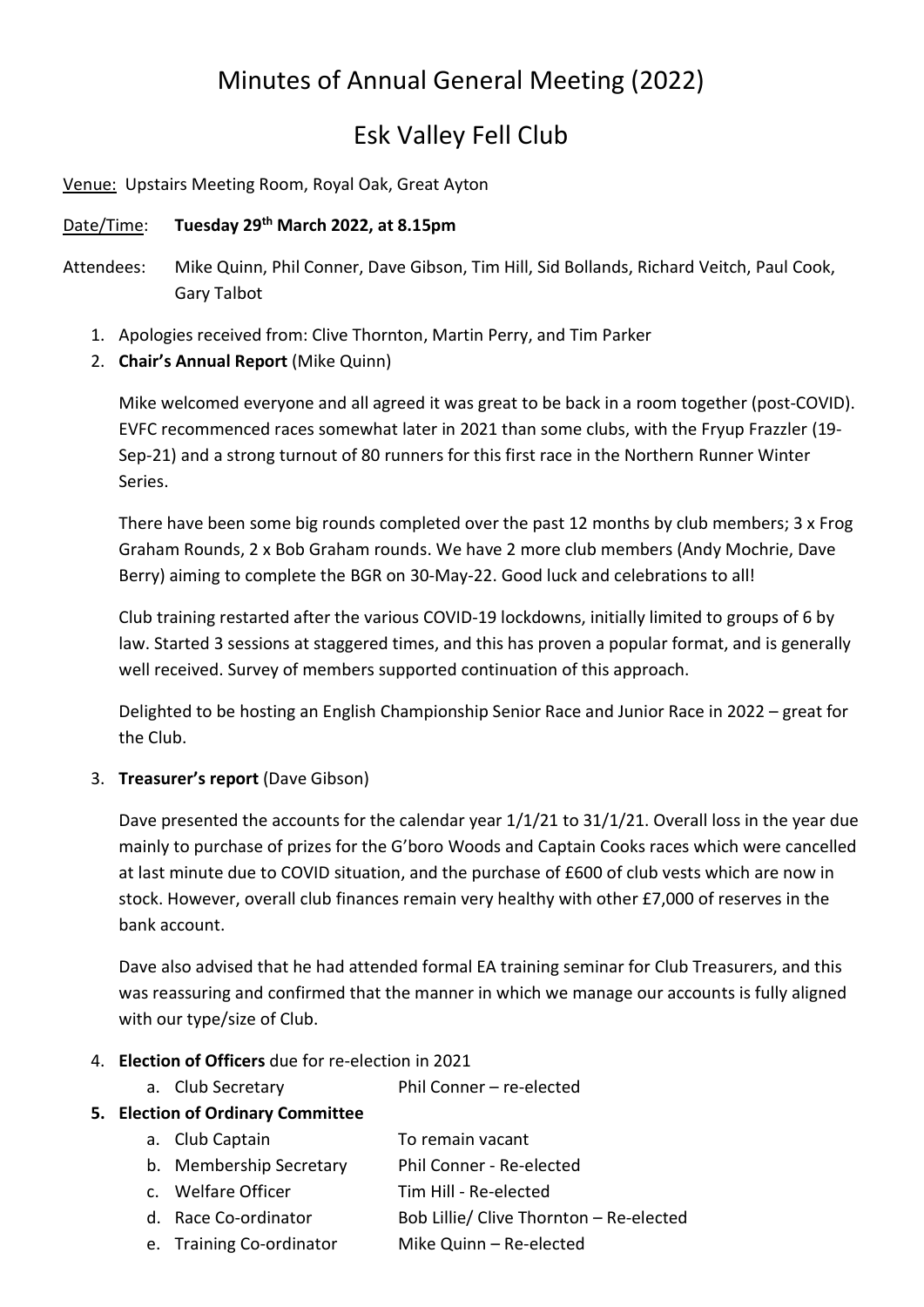# Minutes of Annual General Meeting (2022)

# Esk Valley Fell Club

Venue: Upstairs Meeting Room, Royal Oak, Great Ayton

Date/Time: **Tuesday 29th March 2022, at 8.15pm**

Attendees: Mike Quinn, Phil Conner, Dave Gibson, Tim Hill, Sid Bollands, Richard Veitch, Paul Cook, Gary Talbot

1. Apologies received from: Clive Thornton, Martin Perry, and Tim Parker
2. **Chair's Annual Report** (Mike Quinn)

   Mike welcomed everyone and all agreed it was great to be back in a room together (post-COVID). EVFC recommenced races somewhat later in 2021 than some clubs, with the Fryup Frazzler (19-Sep-21) and a strong turnout of 80 runners for this first race in the Northern Runner Winter Series.

   There have been some big rounds completed over the past 12 months by club members; 3 x Frog Graham Rounds, 2 x Bob Graham rounds. We have 2 more club members (Andy Mochrie, Dave Berry) aiming to complete the BGR on 30-May-22. Good luck and celebrations to all!

   Club training restarted after the various COVID-19 lockdowns, initially limited to groups of 6 by law. Started 3 sessions at staggered times, and this has proven a popular format, and is generally well received. Survey of members supported continuation of this approach.

   Delighted to be hosting an English Championship Senior Race and Junior Race in 2022 – great for the Club.

3. **Treasurer's report** (Dave Gibson)

   Dave presented the accounts for the calendar year 1/1/21 to 31/1/21. Overall loss in the year due mainly to purchase of prizes for the G'boro Woods and Captain Cooks races which were cancelled at last minute due to COVID situation, and the purchase of £600 of club vests which are now in stock. However, overall club finances remain very healthy with other £7,000 of reserves in the bank account.

   Dave also advised that he had attended formal EA training seminar for Club Treasurers, and this was reassuring and confirmed that the manner in which we manage our accounts is fully aligned with our type/size of Club.

4. **Election of Officers** due for re-election in 2021
   a. Club Secretary — Phil Conner – re-elected
5. **Election of Ordinary Committee**
   a. Club Captain — To remain vacant
   b. Membership Secretary — Phil Conner - Re-elected
   c. Welfare Officer — Tim Hill - Re-elected
   d. Race Co-ordinator — Bob Lillie/ Clive Thornton – Re-elected
   e. Training Co-ordinator — Mike Quinn – Re-elected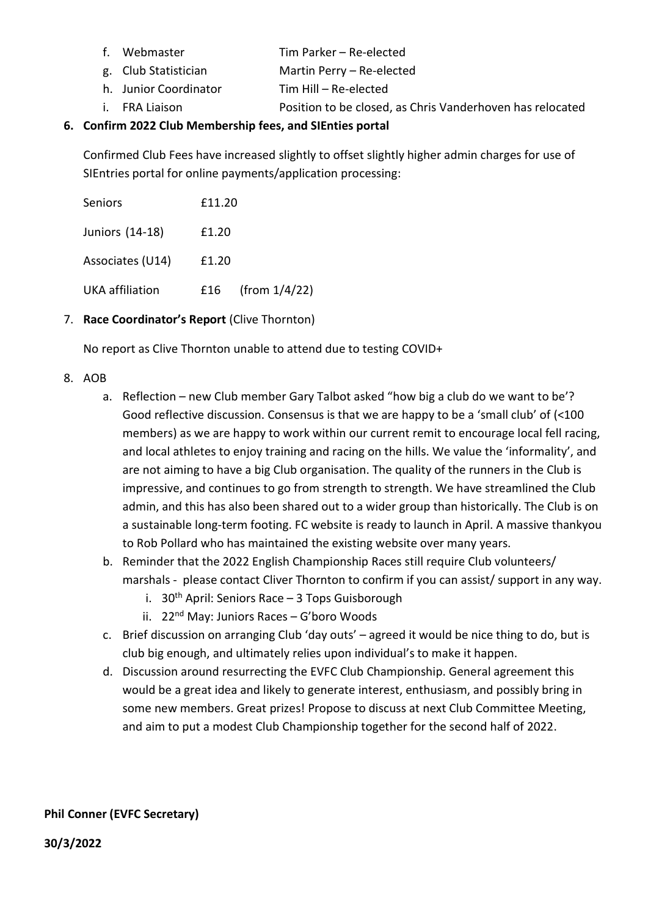f. Webmaster — Tim Parker – Re-elected
g. Club Statistician — Martin Perry – Re-elected
h. Junior Coordinator — Tim Hill – Re-elected
i. FRA Liaison — Position to be closed, as Chris Vanderhoven has relocated

**6. Confirm 2022 Club Membership fees, and SIEnties portal**

Confirmed Club Fees have increased slightly to offset slightly higher admin charges for use of SIEntries portal for online payments/application processing:

| | | |
|---|---|---|
| Seniors | £11.20 | |
| Juniors (14-18) | £1.20 | |
| Associates (U14) | £1.20 | |
| UKA affiliation | £16 | (from 1/4/22) |

7. **Race Coordinator's Report** (Clive Thornton)

No report as Clive Thornton unable to attend due to testing COVID+

8. AOB
   a. Reflection – new Club member Gary Talbot asked "how big a club do we want to be'? Good reflective discussion. Consensus is that we are happy to be a 'small club' of (<100 members) as we are happy to work within our current remit to encourage local fell racing, and local athletes to enjoy training and racing on the hills. We value the 'informality', and are not aiming to have a big Club organisation. The quality of the runners in the Club is impressive, and continues to go from strength to strength. We have streamlined the Club admin, and this has also been shared out to a wider group than historically. The Club is on a sustainable long-term footing. FC website is ready to launch in April. A massive thankyou to Rob Pollard who has maintained the existing website over many years.
   b. Reminder that the 2022 English Championship Races still require Club volunteers/ marshals - please contact Cliver Thornton to confirm if you can assist/ support in any way.
      i. 30th April: Seniors Race – 3 Tops Guisborough
      ii. 22nd May: Juniors Races – G'boro Woods
   c. Brief discussion on arranging Club 'day outs' – agreed it would be nice thing to do, but is club big enough, and ultimately relies upon individual's to make it happen.
   d. Discussion around resurrecting the EVFC Club Championship. General agreement this would be a great idea and likely to generate interest, enthusiasm, and possibly bring in some new members. Great prizes! Propose to discuss at next Club Committee Meeting, and aim to put a modest Club Championship together for the second half of 2022.

**Phil Conner (EVFC Secretary)**

**30/3/2022**